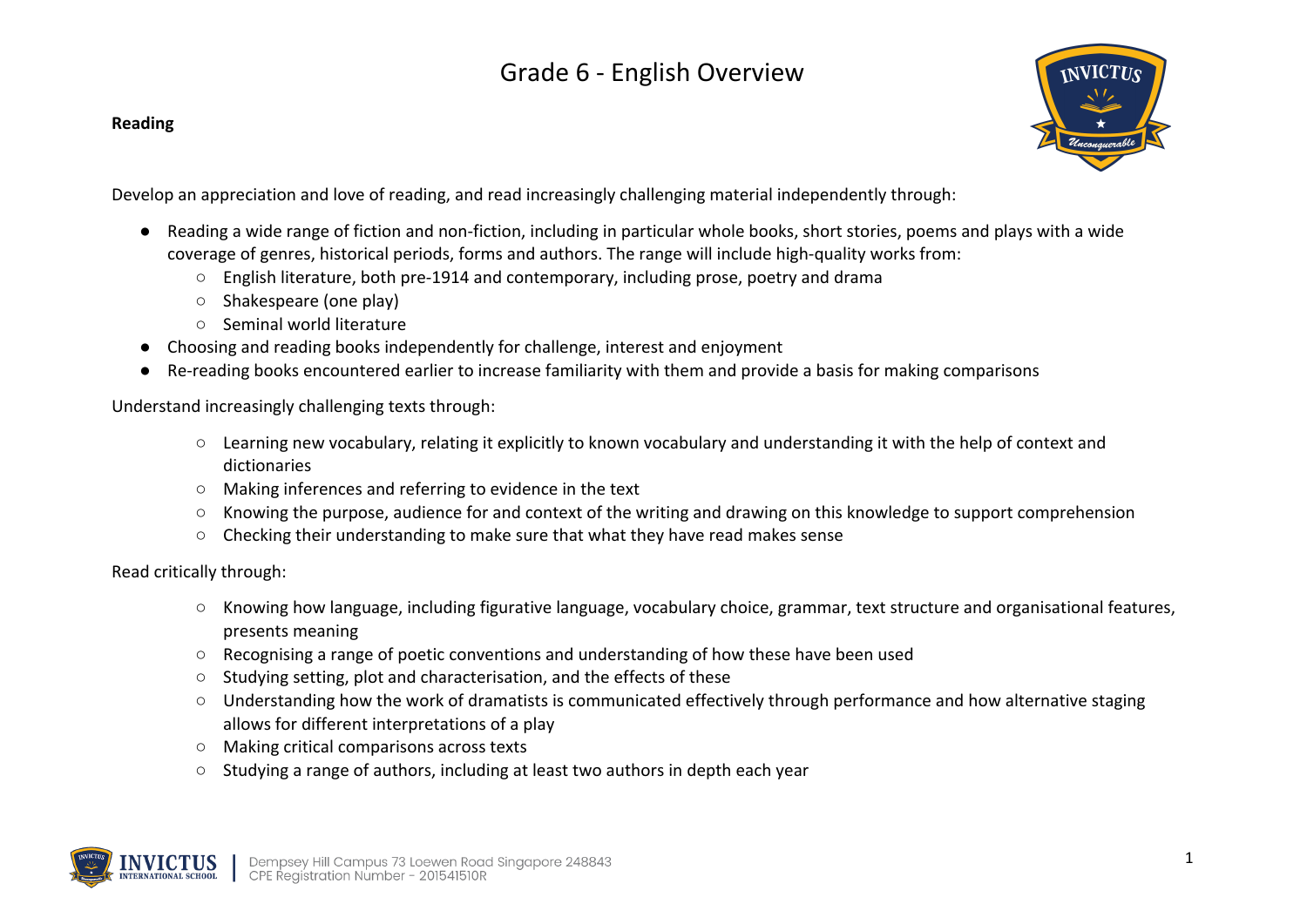# Grade 6 - English Overview

**Reading**

Develop an appreciation and love of reading, and read increasingly challenging material independently through:

- Reading a wide range of fiction and non-fiction, including in particular whole books, short stories, poems and plays with a wide coverage of genres, historical periods, forms and authors. The range will include high-quality works from:
  - English literature, both pre-1914 and contemporary, including prose, poetry and drama
  - Shakespeare (one play)
  - Seminal world literature
- Choosing and reading books independently for challenge, interest and enjoyment
- Re-reading books encountered earlier to increase familiarity with them and provide a basis for making comparisons

Understand increasingly challenging texts through:

  - Learning new vocabulary, relating it explicitly to known vocabulary and understanding it with the help of context and dictionaries
  - Making inferences and referring to evidence in the text
  - Knowing the purpose, audience for and context of the writing and drawing on this knowledge to support comprehension
  - Checking their understanding to make sure that what they have read makes sense

Read critically through:

  - Knowing how language, including figurative language, vocabulary choice, grammar, text structure and organisational features, presents meaning
  - Recognising a range of poetic conventions and understanding of how these have been used
  - Studying setting, plot and characterisation, and the effects of these
  - Understanding how the work of dramatists is communicated effectively through performance and how alternative staging allows for different interpretations of a play
  - Making critical comparisons across texts
  - Studying a range of authors, including at least two authors in depth each year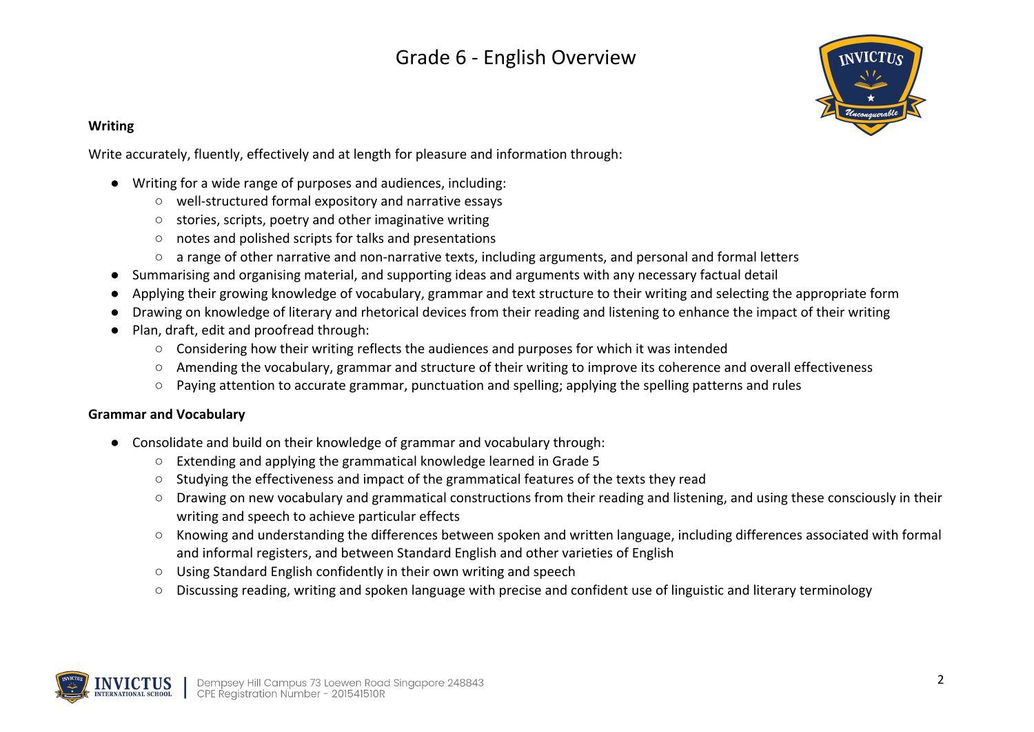# Grade 6 - English Overview

**Writing**

Write accurately, fluently, effectively and at length for pleasure and information through:

- Writing for a wide range of purposes and audiences, including:
  - well-structured formal expository and narrative essays
  - stories, scripts, poetry and other imaginative writing
  - notes and polished scripts for talks and presentations
  - a range of other narrative and non-narrative texts, including arguments, and personal and formal letters
- Summarising and organising material, and supporting ideas and arguments with any necessary factual detail
- Applying their growing knowledge of vocabulary, grammar and text structure to their writing and selecting the appropriate form
- Drawing on knowledge of literary and rhetorical devices from their reading and listening to enhance the impact of their writing
- Plan, draft, edit and proofread through:
  - Considering how their writing reflects the audiences and purposes for which it was intended
  - Amending the vocabulary, grammar and structure of their writing to improve its coherence and overall effectiveness
  - Paying attention to accurate grammar, punctuation and spelling; applying the spelling patterns and rules

**Grammar and Vocabulary**

- Consolidate and build on their knowledge of grammar and vocabulary through:
  - Extending and applying the grammatical knowledge learned in Grade 5
  - Studying the effectiveness and impact of the grammatical features of the texts they read
  - Drawing on new vocabulary and grammatical constructions from their reading and listening, and using these consciously in their writing and speech to achieve particular effects
  - Knowing and understanding the differences between spoken and written language, including differences associated with formal and informal registers, and between Standard English and other varieties of English
  - Using Standard English confidently in their own writing and speech
  - Discussing reading, writing and spoken language with precise and confident use of linguistic and literary terminology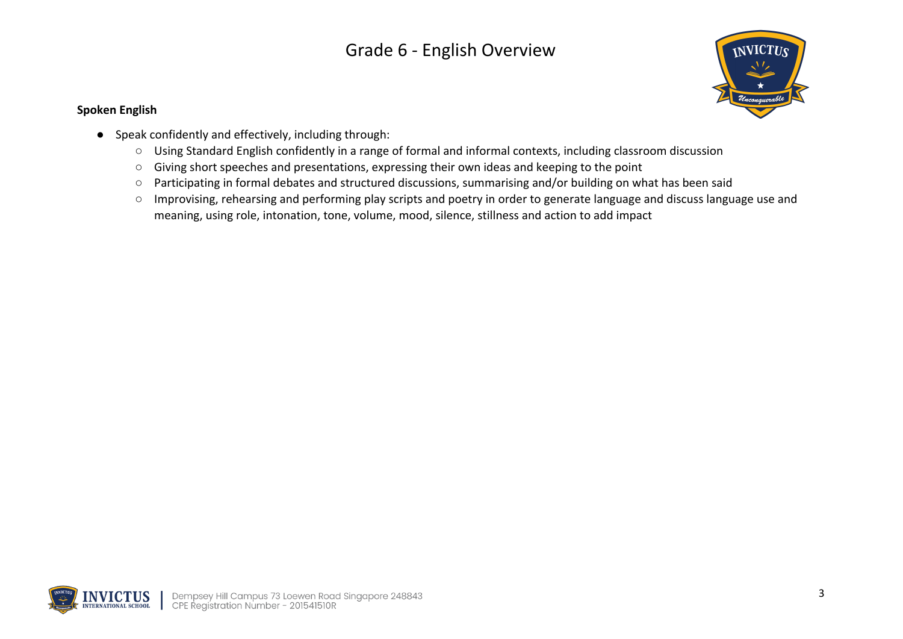# Grade 6 - English Overview

**Spoken English**

- Speak confidently and effectively, including through:
  - Using Standard English confidently in a range of formal and informal contexts, including classroom discussion
  - Giving short speeches and presentations, expressing their own ideas and keeping to the point
  - Participating in formal debates and structured discussions, summarising and/or building on what has been said
  - Improvising, rehearsing and performing play scripts and poetry in order to generate language and discuss language use and meaning, using role, intonation, tone, volume, mood, silence, stillness and action to add impact